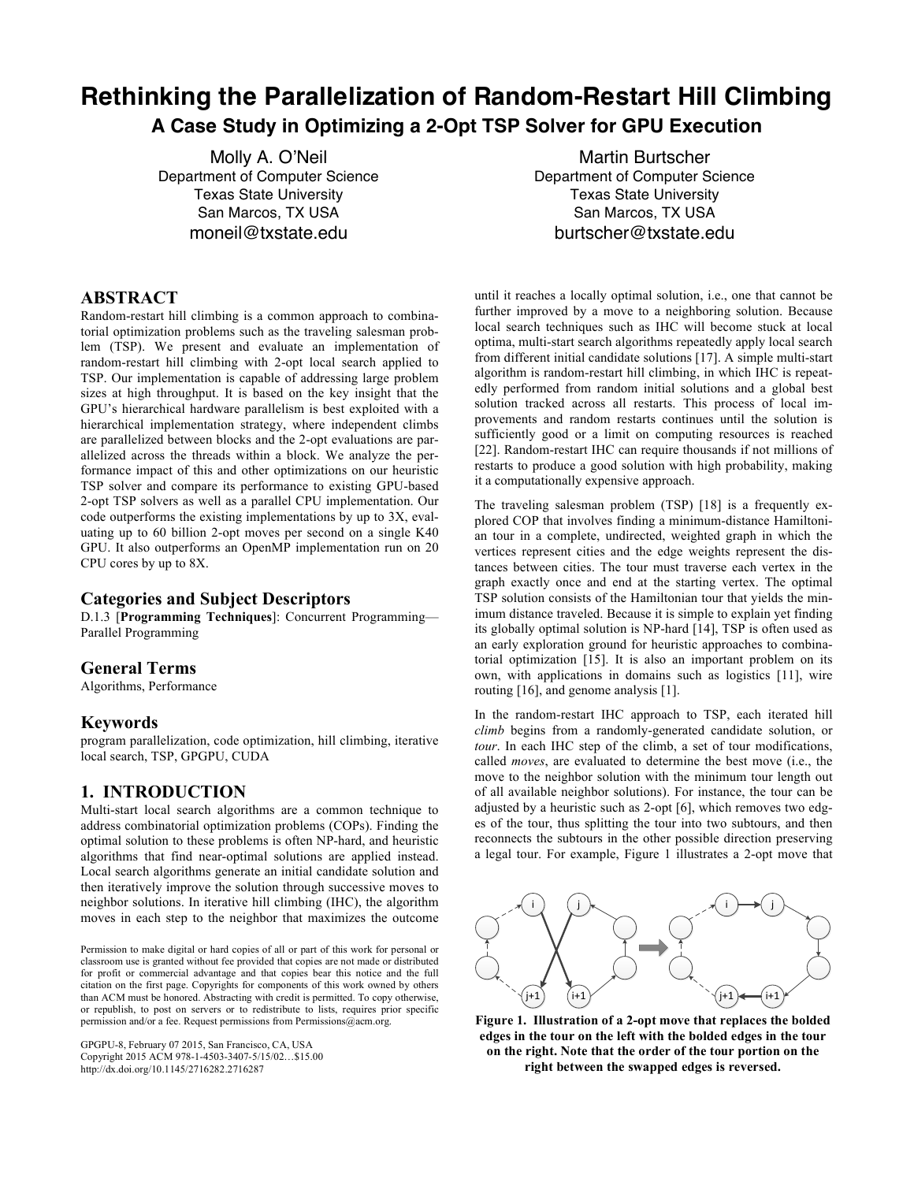# Rethinking the Parallelization of Random-Restart Hill Climbing

## A Case Study in Optimizing a 2-Opt TSP Solver for GPU Execution

Molly A. O'Neil
Department of Computer Science
Texas State University
San Marcos, TX USA
moneil@txstate.edu

Martin Burtscher
Department of Computer Science
Texas State University
San Marcos, TX USA
burtscher@txstate.edu

## ABSTRACT

Random-restart hill climbing is a common approach to combinatorial optimization problems such as the traveling salesman problem (TSP). We present and evaluate an implementation of random-restart hill climbing with 2-opt local search applied to TSP. Our implementation is capable of addressing large problem sizes at high throughput. It is based on the key insight that the GPU's hierarchical hardware parallelism is best exploited with a hierarchical implementation strategy, where independent climbs are parallelized between blocks and the 2-opt evaluations are parallelized across the threads within a block. We analyze the performance impact of this and other optimizations on our heuristic TSP solver and compare its performance to existing GPU-based 2-opt TSP solvers as well as a parallel CPU implementation. Our code outperforms the existing implementations by up to 3X, evaluating up to 60 billion 2-opt moves per second on a single K40 GPU. It also outperforms an OpenMP implementation run on 20 CPU cores by up to 8X.

### Categories and Subject Descriptors

D.1.3 [**Programming Techniques**]: Concurrent Programming—Parallel Programming

### General Terms

Algorithms, Performance

### Keywords

program parallelization, code optimization, hill climbing, iterative local search, TSP, GPGPU, CUDA

## 1. INTRODUCTION

Multi-start local search algorithms are a common technique to address combinatorial optimization problems (COPs). Finding the optimal solution to these problems is often NP-hard, and heuristic algorithms that find near-optimal solutions are applied instead. Local search algorithms generate an initial candidate solution and then iteratively improve the solution through successive moves to neighbor solutions. In iterative hill climbing (IHC), the algorithm moves in each step to the neighbor that maximizes the outcome until it reaches a locally optimal solution, i.e., one that cannot be further improved by a move to a neighboring solution. Because local search techniques such as IHC will become stuck at local optima, multi-start search algorithms repeatedly apply local search from different initial candidate solutions [17]. A simple multi-start algorithm is random-restart hill climbing, in which IHC is repeatedly performed from random initial solutions and a global best solution tracked across all restarts. This process of local improvements and random restarts continues until the solution is sufficiently good or a limit on computing resources is reached [22]. Random-restart IHC can require thousands if not millions of restarts to produce a good solution with high probability, making it a computationally expensive approach.

The traveling salesman problem (TSP) [18] is a frequently explored COP that involves finding a minimum-distance Hamiltonian tour in a complete, undirected, weighted graph in which the vertices represent cities and the edge weights represent the distances between cities. The tour must traverse each vertex in the graph exactly once and end at the starting vertex. The optimal TSP solution consists of the Hamiltonian tour that yields the minimum distance traveled. Because it is simple to explain yet finding its globally optimal solution is NP-hard [14], TSP is often used as an early exploration ground for heuristic approaches to combinatorial optimization [15]. It is also an important problem on its own, with applications in domains such as logistics [11], wire routing [16], and genome analysis [1].

In the random-restart IHC approach to TSP, each iterated hill *climb* begins from a randomly-generated candidate solution, or *tour*. In each IHC step of the climb, a set of tour modifications, called *moves*, are evaluated to determine the best move (i.e., the move to the neighbor solution with the minimum tour length out of all available neighbor solutions). For instance, the tour can be adjusted by a heuristic such as 2-opt [6], which removes two edges of the tour, thus splitting the tour into two subtours, and then reconnects the subtours in the other possible direction preserving a legal tour. For example, Figure 1 illustrates a 2-opt move that

i
j
j+1
i+1
i
j
j+1
i+1

**Figure 1. Illustration of a 2-opt move that replaces the bolded edges in the tour on the left with the bolded edges in the tour on the right. Note that the order of the tour portion on the right between the swapped edges is reversed.**

Permission to make digital or hard copies of all or part of this work for personal or classroom use is granted without fee provided that copies are not made or distributed for profit or commercial advantage and that copies bear this notice and the full citation on the first page. Copyrights for components of this work owned by others than ACM must be honored. Abstracting with credit is permitted. To copy otherwise, or republish, to post on servers or to redistribute to lists, requires prior specific permission and/or a fee. Request permissions from Permissions@acm.org.

GPGPU-8, February 07 2015, San Francisco, CA, USA
Copyright 2015 ACM 978-1-4503-3407-5/15/02…$15.00
http://dx.doi.org/10.1145/2716282.2716287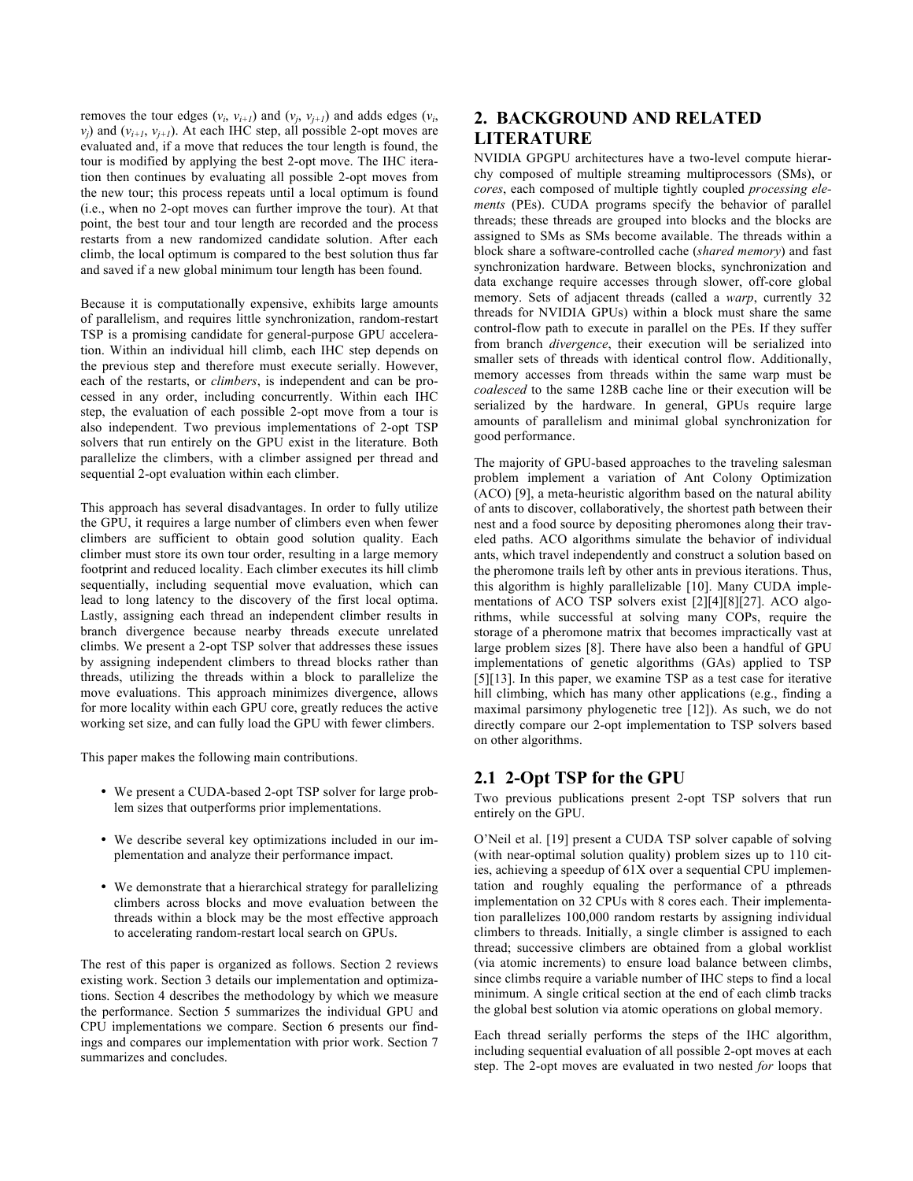removes the tour edges ($v_i$, $v_{i+1}$) and ($v_j$, $v_{j+1}$) and adds edges ($v_i$, $v_j$) and ($v_{i+1}$, $v_{j+1}$). At each IHC step, all possible 2-opt moves are evaluated and, if a move that reduces the tour length is found, the tour is modified by applying the best 2-opt move. The IHC iteration then continues by evaluating all possible 2-opt moves from the new tour; this process repeats until a local optimum is found (i.e., when no 2-opt moves can further improve the tour). At that point, the best tour and tour length are recorded and the process restarts from a new randomized candidate solution. After each climb, the local optimum is compared to the best solution thus far and saved if a new global minimum tour length has been found.

Because it is computationally expensive, exhibits large amounts of parallelism, and requires little synchronization, random-restart TSP is a promising candidate for general-purpose GPU acceleration. Within an individual hill climb, each IHC step depends on the previous step and therefore must execute serially. However, each of the restarts, or *climbers*, is independent and can be processed in any order, including concurrently. Within each IHC step, the evaluation of each possible 2-opt move from a tour is also independent. Two previous implementations of 2-opt TSP solvers that run entirely on the GPU exist in the literature. Both parallelize the climbers, with a climber assigned per thread and sequential 2-opt evaluation within each climber.

This approach has several disadvantages. In order to fully utilize the GPU, it requires a large number of climbers even when fewer climbers are sufficient to obtain good solution quality. Each climber must store its own tour order, resulting in a large memory footprint and reduced locality. Each climber executes its hill climb sequentially, including sequential move evaluation, which can lead to long latency to the discovery of the first local optima. Lastly, assigning each thread an independent climber results in branch divergence because nearby threads execute unrelated climbs. We present a 2-opt TSP solver that addresses these issues by assigning independent climbers to thread blocks rather than threads, utilizing the threads within a block to parallelize the move evaluations. This approach minimizes divergence, allows for more locality within each GPU core, greatly reduces the active working set size, and can fully load the GPU with fewer climbers.

This paper makes the following main contributions.

- We present a CUDA-based 2-opt TSP solver for large problem sizes that outperforms prior implementations.
- We describe several key optimizations included in our implementation and analyze their performance impact.
- We demonstrate that a hierarchical strategy for parallelizing climbers across blocks and move evaluation between the threads within a block may be the most effective approach to accelerating random-restart local search on GPUs.

The rest of this paper is organized as follows. Section 2 reviews existing work. Section 3 details our implementation and optimizations. Section 4 describes the methodology by which we measure the performance. Section 5 summarizes the individual GPU and CPU implementations we compare. Section 6 presents our findings and compares our implementation with prior work. Section 7 summarizes and concludes.

## 2. BACKGROUND AND RELATED LITERATURE

NVIDIA GPGPU architectures have a two-level compute hierarchy composed of multiple streaming multiprocessors (SMs), or *cores*, each composed of multiple tightly coupled *processing elements* (PEs). CUDA programs specify the behavior of parallel threads; these threads are grouped into blocks and the blocks are assigned to SMs as SMs become available. The threads within a block share a software-controlled cache (*shared memory*) and fast synchronization hardware. Between blocks, synchronization and data exchange require accesses through slower, off-core global memory. Sets of adjacent threads (called a *warp*, currently 32 threads for NVIDIA GPUs) within a block must share the same control-flow path to execute in parallel on the PEs. If they suffer from branch *divergence*, their execution will be serialized into smaller sets of threads with identical control flow. Additionally, memory accesses from threads within the same warp must be *coalesced* to the same 128B cache line or their execution will be serialized by the hardware. In general, GPUs require large amounts of parallelism and minimal global synchronization for good performance.

The majority of GPU-based approaches to the traveling salesman problem implement a variation of Ant Colony Optimization (ACO) [9], a meta-heuristic algorithm based on the natural ability of ants to discover, collaboratively, the shortest path between their nest and a food source by depositing pheromones along their traveled paths. ACO algorithms simulate the behavior of individual ants, which travel independently and construct a solution based on the pheromone trails left by other ants in previous iterations. Thus, this algorithm is highly parallelizable [10]. Many CUDA implementations of ACO TSP solvers exist [2][4][8][27]. ACO algorithms, while successful at solving many COPs, require the storage of a pheromone matrix that becomes impractically vast at large problem sizes [8]. There have also been a handful of GPU implementations of genetic algorithms (GAs) applied to TSP [5][13]. In this paper, we examine TSP as a test case for iterative hill climbing, which has many other applications (e.g., finding a maximal parsimony phylogenetic tree [12]). As such, we do not directly compare our 2-opt implementation to TSP solvers based on other algorithms.

### 2.1 2-Opt TSP for the GPU

Two previous publications present 2-opt TSP solvers that run entirely on the GPU.

O'Neil et al. [19] present a CUDA TSP solver capable of solving (with near-optimal solution quality) problem sizes up to 110 cities, achieving a speedup of 61X over a sequential CPU implementation and roughly equaling the performance of a pthreads implementation on 32 CPUs with 8 cores each. Their implementation parallelizes 100,000 random restarts by assigning individual climbers to threads. Initially, a single climber is assigned to each thread; successive climbers are obtained from a global worklist (via atomic increments) to ensure load balance between climbs, since climbs require a variable number of IHC steps to find a local minimum. A single critical section at the end of each climb tracks the global best solution via atomic operations on global memory.

Each thread serially performs the steps of the IHC algorithm, including sequential evaluation of all possible 2-opt moves at each step. The 2-opt moves are evaluated in two nested *for* loops that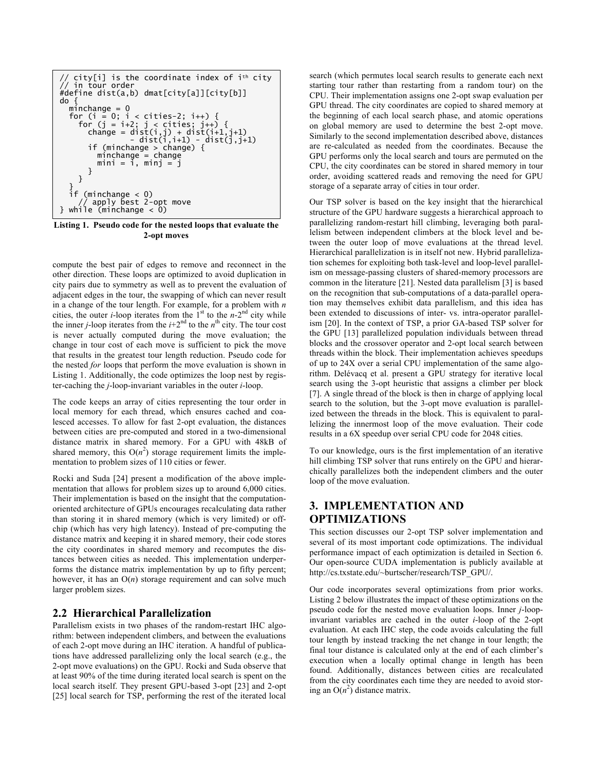```
// city[i] is the coordinate index of ith city
// in tour order
#define dist(a,b) dmat[city[a]][city[b]]
do {
  minchange = 0
  for (i = 0; i < cities-2; i++) {
    for (j = i+2; j < cities; j++) {
      change = dist(i,j) + dist(i+1,j+1)
               - dist(i,i+1) - dist(j,j+1)
      if (minchange > change) {
        minchange = change
        mini = i, minj = j
      }
    }
  }
  if (minchange < 0)
    // apply best 2-opt move
} while (minchange < 0)
```

**Listing 1. Pseudo code for the nested loops that evaluate the 2-opt moves**

compute the best pair of edges to remove and reconnect in the other direction. These loops are optimized to avoid duplication in city pairs due to symmetry as well as to prevent the evaluation of adjacent edges in the tour, the swapping of which can never result in a change of the tour length. For example, for a problem with *n* cities, the outer *i*-loop iterates from the 1st to the *n*-2nd city while the inner *j*-loop iterates from the *i*+2nd to the *n*th city. The tour cost is never actually computed during the move evaluation; the change in tour cost of each move is sufficient to pick the move that results in the greatest tour length reduction. Pseudo code for the nested *for* loops that perform the move evaluation is shown in Listing 1. Additionally, the code optimizes the loop nest by register-caching the *j*-loop-invariant variables in the outer *i*-loop.

The code keeps an array of cities representing the tour order in local memory for each thread, which ensures cached and coalesced accesses. To allow for fast 2-opt evaluation, the distances between cities are pre-computed and stored in a two-dimensional distance matrix in shared memory. For a GPU with 48kB of shared memory, this $O(n^2)$ storage requirement limits the implementation to problem sizes of 110 cities or fewer.

Rocki and Suda [24] present a modification of the above implementation that allows for problem sizes up to around 6,000 cities. Their implementation is based on the insight that the computation-oriented architecture of GPUs encourages recalculating data rather than storing it in shared memory (which is very limited) or off-chip (which has very high latency). Instead of pre-computing the distance matrix and keeping it in shared memory, their code stores the city coordinates in shared memory and recomputes the distances between cities as needed. This implementation underperforms the distance matrix implementation by up to fifty percent; however, it has an $O(n)$ storage requirement and can solve much larger problem sizes.

## 2.2 Hierarchical Parallelization

Parallelism exists in two phases of the random-restart IHC algorithm: between independent climbers, and between the evaluations of each 2-opt move during an IHC iteration. A handful of publications have addressed parallelizing only the local search (e.g., the 2-opt move evaluations) on the GPU. Rocki and Suda observe that at least 90% of the time during iterated local search is spent on the local search itself. They present GPU-based 3-opt [23] and 2-opt [25] local search for TSP, performing the rest of the iterated local search (which permutes local search results to generate each next starting tour rather than restarting from a random tour) on the CPU. Their implementation assigns one 2-opt swap evaluation per GPU thread. The city coordinates are copied to shared memory at the beginning of each local search phase, and atomic operations on global memory are used to determine the best 2-opt move. Similarly to the second implementation described above, distances are re-calculated as needed from the coordinates. Because the GPU performs only the local search and tours are permuted on the CPU, the city coordinates can be stored in shared memory in tour order, avoiding scattered reads and removing the need for GPU storage of a separate array of cities in tour order.

Our TSP solver is based on the key insight that the hierarchical structure of the GPU hardware suggests a hierarchical approach to parallelizing random-restart hill climbing, leveraging both parallelism between independent climbers at the block level and between the outer loop of move evaluations at the thread level. Hierarchical parallelization is in itself not new. Hybrid parallelization schemes for exploiting both task-level and loop-level parallelism on message-passing clusters of shared-memory processors are common in the literature [21]. Nested data parallelism [3] is based on the recognition that sub-computations of a data-parallel operation may themselves exhibit data parallelism, and this idea has been extended to discussions of inter- vs. intra-operator parallelism [20]. In the context of TSP, a prior GA-based TSP solver for the GPU [13] parallelized population individuals between thread blocks and the crossover operator and 2-opt local search between threads within the block. Their implementation achieves speedups of up to 24X over a serial CPU implementation of the same algorithm. Delévacq et al. present a GPU strategy for iterative local search using the 3-opt heuristic that assigns a climber per block [7]. A single thread of the block is then in charge of applying local search to the solution, but the 3-opt move evaluation is parallelized between the threads in the block. This is equivalent to parallelizing the innermost loop of the move evaluation. Their code results in a 6X speedup over serial CPU code for 2048 cities.

To our knowledge, ours is the first implementation of an iterative hill climbing TSP solver that runs entirely on the GPU and hierarchically parallelizes both the independent climbers and the outer loop of the move evaluation.

# 3. IMPLEMENTATION AND OPTIMIZATIONS

This section discusses our 2-opt TSP solver implementation and several of its most important code optimizations. The individual performance impact of each optimization is detailed in Section 6. Our open-source CUDA implementation is publicly available at http://cs.txstate.edu/~burtscher/research/TSP_GPU/.

Our code incorporates several optimizations from prior works. Listing 2 below illustrates the impact of these optimizations on the pseudo code for the nested move evaluation loops. Inner *j*-loop-invariant variables are cached in the outer *i*-loop of the 2-opt evaluation. At each IHC step, the code avoids calculating the full tour length by instead tracking the net change in tour length; the final tour distance is calculated only at the end of each climber's execution when a locally optimal change in length has been found. Additionally, distances between cities are recalculated from the city coordinates each time they are needed to avoid storing an $O(n^2)$ distance matrix.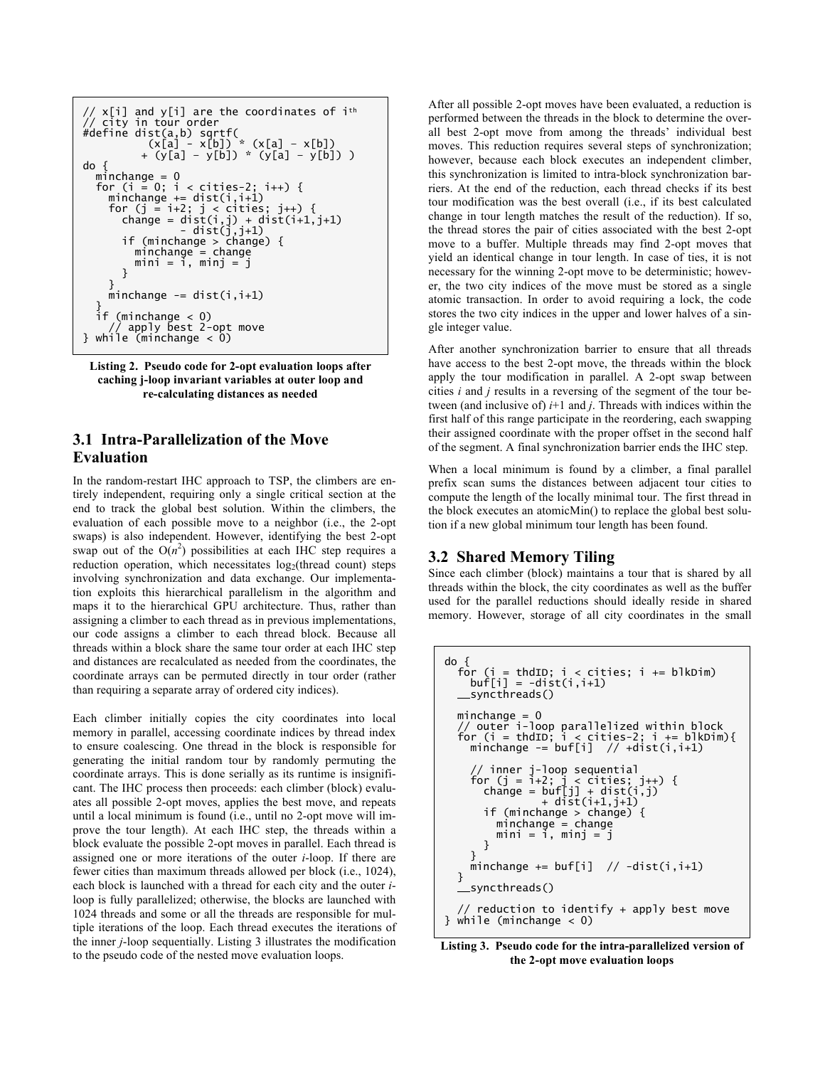```
// x[i] and y[i] are the coordinates of ith
// city in tour order
#define dist(a,b) sqrtf(
          (x[a] - x[b]) * (x[a] - x[b])
        + (y[a] - y[b]) * (y[a] - y[b]) )
do {
  minchange = 0
  for (i = 0; i < cities-2; i++) {
    minchange += dist(i,i+1)
    for (j = i+2; j < cities; j++) {
      change = dist(i,j) + dist(i+1,j+1)
               - dist(j,j+1)
      if (minchange > change) {
        minchange = change
        mini = i, minj = j
      }
    }
    minchange -= dist(i,i+1)
  }
  if (minchange < 0)
    // apply best 2-opt move
} while (minchange < 0)
```

**Listing 2. Pseudo code for 2-opt evaluation loops after caching j-loop invariant variables at outer loop and re-calculating distances as needed**

## 3.1 Intra-Parallelization of the Move Evaluation

In the random-restart IHC approach to TSP, the climbers are entirely independent, requiring only a single critical section at the end to track the global best solution. Within the climbers, the evaluation of each possible move to a neighbor (i.e., the 2-opt swaps) is also independent. However, identifying the best 2-opt swap out of the $O(n^2)$ possibilities at each IHC step requires a reduction operation, which necessitates $\log_2$(thread count) steps involving synchronization and data exchange. Our implementation exploits this hierarchical parallelism in the algorithm and maps it to the hierarchical GPU architecture. Thus, rather than assigning a climber to each thread as in previous implementations, our code assigns a climber to each thread block. Because all threads within a block share the same tour order at each IHC step and distances are recalculated as needed from the coordinates, the coordinate arrays can be permuted directly in tour order (rather than requiring a separate array of ordered city indices).

Each climber initially copies the city coordinates into local memory in parallel, accessing coordinate indices by thread index to ensure coalescing. One thread in the block is responsible for generating the initial random tour by randomly permuting the coordinate arrays. This is done serially as its runtime is insignificant. The IHC process then proceeds: each climber (block) evaluates all possible 2-opt moves, applies the best move, and repeats until a local minimum is found (i.e., until no 2-opt move will improve the tour length). At each IHC step, the threads within a block evaluate the possible 2-opt moves in parallel. Each thread is assigned one or more iterations of the outer *i*-loop. If there are fewer cities than maximum threads allowed per block (i.e., 1024), each block is launched with a thread for each city and the outer *i*-loop is fully parallelized; otherwise, the blocks are launched with 1024 threads and some or all the threads are responsible for multiple iterations of the loop. Each thread executes the iterations of the inner *j*-loop sequentially. Listing 3 illustrates the modification to the pseudo code of the nested move evaluation loops.

After all possible 2-opt moves have been evaluated, a reduction is performed between the threads in the block to determine the overall best 2-opt move from among the threads' individual best moves. This reduction requires several steps of synchronization; however, because each block executes an independent climber, this synchronization is limited to intra-block synchronization barriers. At the end of the reduction, each thread checks if its best tour modification was the best overall (i.e., if its best calculated change in tour length matches the result of the reduction). If so, the thread stores the pair of cities associated with the best 2-opt move to a buffer. Multiple threads may find 2-opt moves that yield an identical change in tour length. In case of ties, it is not necessary for the winning 2-opt move to be deterministic; however, the two city indices of the move must be stored as a single atomic transaction. In order to avoid requiring a lock, the code stores the two city indices in the upper and lower halves of a single integer value.

After another synchronization barrier to ensure that all threads have access to the best 2-opt move, the threads within the block apply the tour modification in parallel. A 2-opt swap between cities *i* and *j* results in a reversing of the segment of the tour between (and inclusive of) *i*+1 and *j*. Threads with indices within the first half of this range participate in the reordering, each swapping their assigned coordinate with the proper offset in the second half of the segment. A final synchronization barrier ends the IHC step.

When a local minimum is found by a climber, a final parallel prefix scan sums the distances between adjacent tour cities to compute the length of the locally minimal tour. The first thread in the block executes an atomicMin() to replace the global best solution if a new global minimum tour length has been found.

## 3.2 Shared Memory Tiling

Since each climber (block) maintains a tour that is shared by all threads within the block, the city coordinates as well as the buffer used for the parallel reductions should ideally reside in shared memory. However, storage of all city coordinates in the small

```
do {
  for (i = thdID; i < cities; i += blkDim)
    buf[i] = -dist(i,i+1)
  __syncthreads()

  minchange = 0
  // outer i-loop parallelized within block
  for (i = thdID; i < cities-2; i += blkDim){
    minchange -= buf[i]  // +dist(i,i+1)

    // inner j-loop sequential
    for (j = i+2; j < cities; j++) {
      change = buf[j] + dist(i,j)
               + dist(i+1,j+1)
      if (minchange > change) {
        minchange = change
        mini = i, minj = j
      }
    }
    minchange += buf[i]  // -dist(i,i+1)
  }
  __syncthreads()

  // reduction to identify + apply best move
} while (minchange < 0)
```

**Listing 3. Pseudo code for the intra-parallelized version of the 2-opt move evaluation loops**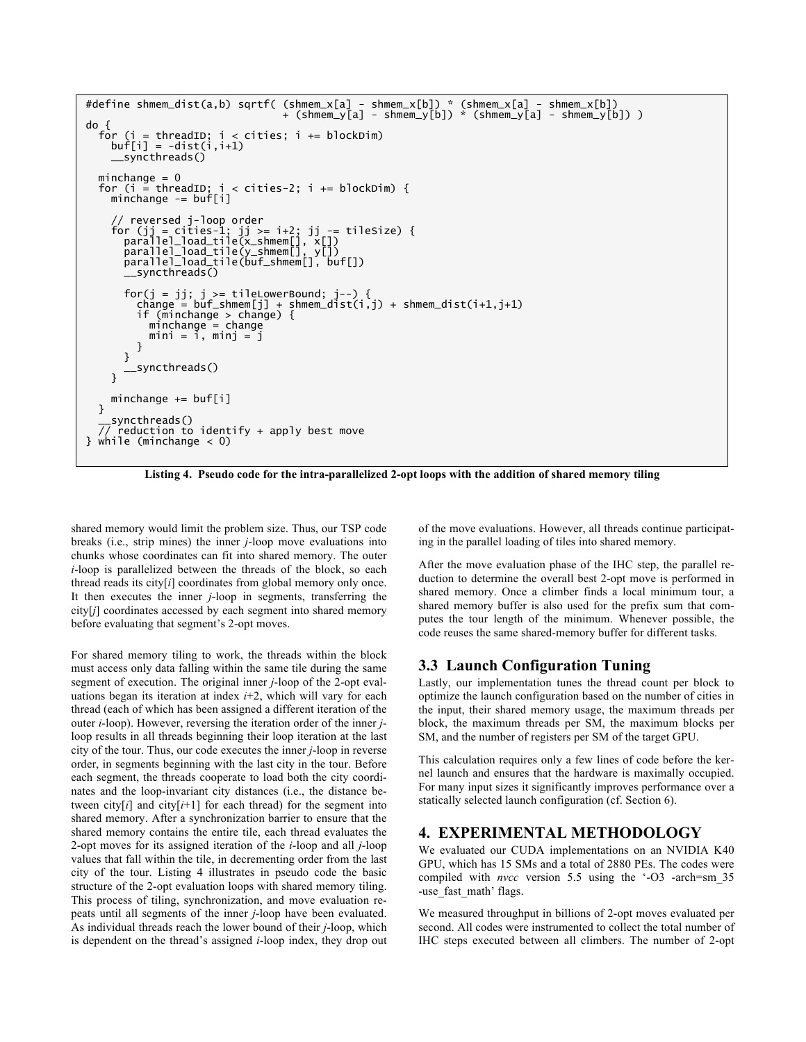```
#define shmem_dist(a,b) sqrtf( (shmem_x[a] - shmem_x[b]) * (shmem_x[a] - shmem_x[b])
                             + (shmem_y[a] - shmem_y[b]) * (shmem_y[a] - shmem_y[b]) )
do {
  for (i = threadID; i < cities; i += blockDim)
    buf[i] = -dist(i,i+1)
    __syncthreads()

  minchange = 0
  for (i = threadID; i < cities-2; i += blockDim) {
    minchange -= buf[i]

    // reversed j-loop order
    for (jj = cities-1; jj >= i+2; jj -= tileSize) {
      parallel_load_tile(x_shmem[], x[])
      parallel_load_tile(y_shmem[], y[])
      parallel_load_tile(buf_shmem[], buf[])
      __syncthreads()

      for(j = jj; j >= tileLowerBound; j--) {
        change = buf_shmem[j] + shmem_dist(i,j) + shmem_dist(i+1,j+1)
        if (minchange > change) {
          minchange = change
          mini = i, minj = j
        }
      }
      __syncthreads()
    }

    minchange += buf[i]
  }
  __syncthreads()
  // reduction to identify + apply best move
} while (minchange < 0)
```

**Listing 4. Pseudo code for the intra-parallelized 2-opt loops with the addition of shared memory tiling**

shared memory would limit the problem size. Thus, our TSP code breaks (i.e., strip mines) the inner *j*-loop move evaluations into chunks whose coordinates can fit into shared memory. The outer *i*-loop is parallelized between the threads of the block, so each thread reads its city[*i*] coordinates from global memory only once. It then executes the inner *j*-loop in segments, transferring the city[*j*] coordinates accessed by each segment into shared memory before evaluating that segment's 2-opt moves.

For shared memory tiling to work, the threads within the block must access only data falling within the same tile during the same segment of execution. The original inner *j*-loop of the 2-opt evaluations began its iteration at index *i*+2, which will vary for each thread (each of which has been assigned a different iteration of the outer *i*-loop). However, reversing the iteration order of the inner *j*-loop results in all threads beginning their loop iteration at the last city of the tour. Thus, our code executes the inner *j*-loop in reverse order, in segments beginning with the last city in the tour. Before each segment, the threads cooperate to load both the city coordinates and the loop-invariant city distances (i.e., the distance between city[*i*] and city[*i*+1] for each thread) for the segment into shared memory. After a synchronization barrier to ensure that the shared memory contains the entire tile, each thread evaluates the 2-opt moves for its assigned iteration of the *i*-loop and all *j*-loop values that fall within the tile, in decrementing order from the last city of the tour. Listing 4 illustrates in pseudo code the basic structure of the 2-opt evaluation loops with shared memory tiling. This process of tiling, synchronization, and move evaluation repeats until all segments of the inner *j*-loop have been evaluated. As individual threads reach the lower bound of their *j*-loop, which is dependent on the thread's assigned *i*-loop index, they drop out of the move evaluations. However, all threads continue participating in the parallel loading of tiles into shared memory.

After the move evaluation phase of the IHC step, the parallel reduction to determine the overall best 2-opt move is performed in shared memory. Once a climber finds a local minimum tour, a shared memory buffer is also used for the prefix sum that computes the tour length of the minimum. Whenever possible, the code reuses the same shared-memory buffer for different tasks.

### 3.3 Launch Configuration Tuning

Lastly, our implementation tunes the thread count per block to optimize the launch configuration based on the number of cities in the input, their shared memory usage, the maximum threads per block, the maximum threads per SM, the maximum blocks per SM, and the number of registers per SM of the target GPU.

This calculation requires only a few lines of code before the kernel launch and ensures that the hardware is maximally occupied. For many input sizes it significantly improves performance over a statically selected launch configuration (cf. Section 6).

## 4. EXPERIMENTAL METHODOLOGY

We evaluated our CUDA implementations on an NVIDIA K40 GPU, which has 15 SMs and a total of 2880 PEs. The codes were compiled with *nvcc* version 5.5 using the '-O3 -arch=sm_35 -use_fast_math' flags.

We measured throughput in billions of 2-opt moves evaluated per second. All codes were instrumented to collect the total number of IHC steps executed between all climbers. The number of 2-opt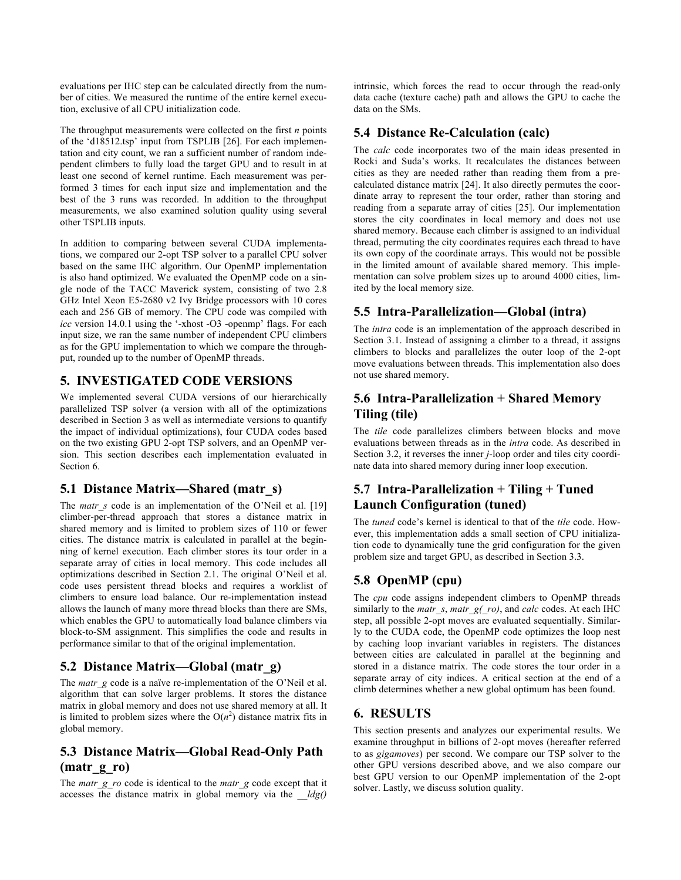evaluations per IHC step can be calculated directly from the number of cities. We measured the runtime of the entire kernel execution, exclusive of all CPU initialization code.

The throughput measurements were collected on the first *n* points of the 'd18512.tsp' input from TSPLIB [26]. For each implementation and city count, we ran a sufficient number of random independent climbers to fully load the target GPU and to result in at least one second of kernel runtime. Each measurement was performed 3 times for each input size and implementation and the best of the 3 runs was recorded. In addition to the throughput measurements, we also examined solution quality using several other TSPLIB inputs.

In addition to comparing between several CUDA implementations, we compared our 2-opt TSP solver to a parallel CPU solver based on the same IHC algorithm. Our OpenMP implementation is also hand optimized. We evaluated the OpenMP code on a single node of the TACC Maverick system, consisting of two 2.8 GHz Intel Xeon E5-2680 v2 Ivy Bridge processors with 10 cores each and 256 GB of memory. The CPU code was compiled with *icc* version 14.0.1 using the '-xhost -O3 -openmp' flags. For each input size, we ran the same number of independent CPU climbers as for the GPU implementation to which we compare the throughput, rounded up to the number of OpenMP threads.

## 5. INVESTIGATED CODE VERSIONS

We implemented several CUDA versions of our hierarchically parallelized TSP solver (a version with all of the optimizations described in Section 3 as well as intermediate versions to quantify the impact of individual optimizations), four CUDA codes based on the two existing GPU 2-opt TSP solvers, and an OpenMP version. This section describes each implementation evaluated in Section 6.

### 5.1 Distance Matrix—Shared (matr_s)

The *matr_s* code is an implementation of the O'Neil et al. [19] climber-per-thread approach that stores a distance matrix in shared memory and is limited to problem sizes of 110 or fewer cities. The distance matrix is calculated in parallel at the beginning of kernel execution. Each climber stores its tour order in a separate array of cities in local memory. This code includes all optimizations described in Section 2.1. The original O'Neil et al. code uses persistent thread blocks and requires a worklist of climbers to ensure load balance. Our re-implementation instead allows the launch of many more thread blocks than there are SMs, which enables the GPU to automatically load balance climbers via block-to-SM assignment. This simplifies the code and results in performance similar to that of the original implementation.

### 5.2 Distance Matrix—Global (matr_g)

The *matr_g* code is a naïve re-implementation of the O'Neil et al. algorithm that can solve larger problems. It stores the distance matrix in global memory and does not use shared memory at all. It is limited to problem sizes where the $O(n^2)$ distance matrix fits in global memory.

### 5.3 Distance Matrix—Global Read-Only Path (matr_g_ro)

The *matr_g_ro* code is identical to the *matr_g* code except that it accesses the distance matrix in global memory via the *__ldg()* intrinsic, which forces the read to occur through the read-only data cache (texture cache) path and allows the GPU to cache the data on the SMs.

### 5.4 Distance Re-Calculation (calc)

The *calc* code incorporates two of the main ideas presented in Rocki and Suda's works. It recalculates the distances between cities as they are needed rather than reading them from a pre-calculated distance matrix [24]. It also directly permutes the coordinate array to represent the tour order, rather than storing and reading from a separate array of cities [25]. Our implementation stores the city coordinates in local memory and does not use shared memory. Because each climber is assigned to an individual thread, permuting the city coordinates requires each thread to have its own copy of the coordinate arrays. This would not be possible in the limited amount of available shared memory. This implementation can solve problem sizes up to around 4000 cities, limited by the local memory size.

### 5.5 Intra-Parallelization—Global (intra)

The *intra* code is an implementation of the approach described in Section 3.1. Instead of assigning a climber to a thread, it assigns climbers to blocks and parallelizes the outer loop of the 2-opt move evaluations between threads. This implementation also does not use shared memory.

### 5.6 Intra-Parallelization + Shared Memory Tiling (tile)

The *tile* code parallelizes climbers between blocks and move evaluations between threads as in the *intra* code. As described in Section 3.2, it reverses the inner *j*-loop order and tiles city coordinate data into shared memory during inner loop execution.

### 5.7 Intra-Parallelization + Tiling + Tuned Launch Configuration (tuned)

The *tuned* code's kernel is identical to that of the *tile* code. However, this implementation adds a small section of CPU initialization code to dynamically tune the grid configuration for the given problem size and target GPU, as described in Section 3.3.

### 5.8 OpenMP (cpu)

The *cpu* code assigns independent climbers to OpenMP threads similarly to the *matr_s*, *matr_g(_ro)*, and *calc* codes. At each IHC step, all possible 2-opt moves are evaluated sequentially. Similarly to the CUDA code, the OpenMP code optimizes the loop nest by caching loop invariant variables in registers. The distances between cities are calculated in parallel at the beginning and stored in a distance matrix. The code stores the tour order in a separate array of city indices. A critical section at the end of a climb determines whether a new global optimum has been found.

## 6. RESULTS

This section presents and analyzes our experimental results. We examine throughput in billions of 2-opt moves (hereafter referred to as *gigamoves*) per second. We compare our TSP solver to the other GPU versions described above, and we also compare our best GPU version to our OpenMP implementation of the 2-opt solver. Lastly, we discuss solution quality.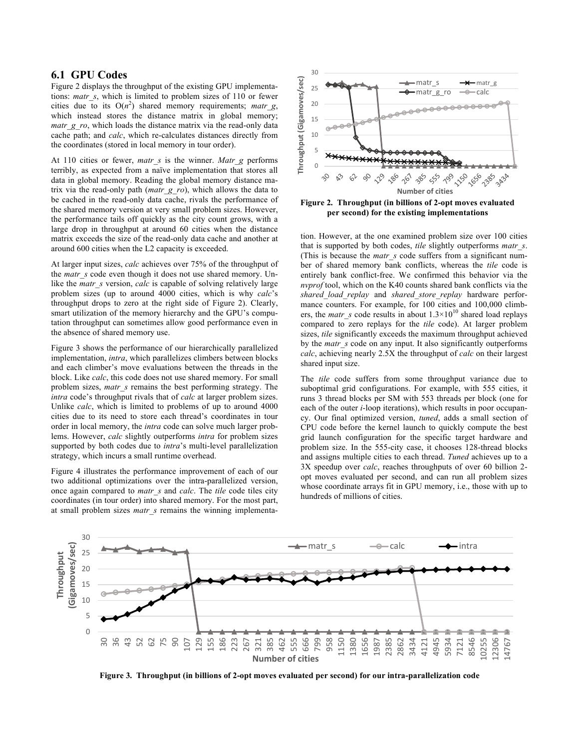## 6.1 GPU Codes

Figure 2 displays the throughput of the existing GPU implementations: *matr_s*, which is limited to problem sizes of 110 or fewer cities due to its O($n^2$) shared memory requirements; *matr_g*, which instead stores the distance matrix in global memory; *matr_g_ro*, which loads the distance matrix via the read-only data cache path; and *calc*, which re-calculates distances directly from the coordinates (stored in local memory in tour order).

At 110 cities or fewer, *matr_s* is the winner. *Matr_g* performs terribly, as expected from a naïve implementation that stores all data in global memory. Reading the global memory distance matrix via the read-only path (*matr_g_ro*), which allows the data to be cached in the read-only data cache, rivals the performance of the shared memory version at very small problem sizes. However, the performance tails off quickly as the city count grows, with a large drop in throughput at around 60 cities when the distance matrix exceeds the size of the read-only data cache and another at around 600 cities when the L2 capacity is exceeded.

At larger input sizes, *calc* achieves over 75% of the throughput of the *matr_s* code even though it does not use shared memory. Unlike the *matr_s* version, *calc* is capable of solving relatively large problem sizes (up to around 4000 cities, which is why *calc*'s throughput drops to zero at the right side of Figure 2). Clearly, smart utilization of the memory hierarchy and the GPU's computation throughput can sometimes allow good performance even in the absence of shared memory use.

Figure 3 shows the performance of our hierarchically parallelized implementation, *intra*, which parallelizes climbers between blocks and each climber's move evaluations between the threads in the block. Like *calc*, this code does not use shared memory. For small problem sizes, *matr_s* remains the best performing strategy. The *intra* code's throughput rivals that of *calc* at larger problem sizes. Unlike *calc*, which is limited to problems of up to around 4000 cities due to its need to store each thread's coordinates in tour order in local memory, the *intra* code can solve much larger problems. However, *calc* slightly outperforms *intra* for problem sizes supported by both codes due to *intra*'s multi-level parallelization strategy, which incurs a small runtime overhead.

Figure 4 illustrates the performance improvement of each of our two additional optimizations over the intra-parallelized version, once again compared to *matr_s* and *calc*. The *tile* code tiles city coordinates (in tour order) into shared memory. For the most part, at small problem sizes *matr_s* remains the winning implementation. However, at the one examined problem size over 100 cities that is supported by both codes, *tile* slightly outperforms *matr_s*. (This is because the *matr_s* code suffers from a significant number of shared memory bank conflicts, whereas the *tile* code is entirely bank conflict-free. We confirmed this behavior via the *nvprof* tool, which on the K40 counts shared bank conflicts via the *shared_load_replay* and *shared_store_replay* hardware performance counters. For example, for 100 cities and 100,000 climbers, the *matr_s* code results in about $1.3 \times 10^{10}$ shared load replays compared to zero replays for the *tile* code). At larger problem sizes, *tile* significantly exceeds the maximum throughput achieved by the *matr_s* code on any input. It also significantly outperforms *calc*, achieving nearly 2.5X the throughput of *calc* on their largest shared input size.

The *tile* code suffers from some throughput variance due to suboptimal grid configurations. For example, with 555 cities, it runs 3 thread blocks per SM with 553 threads per block (one for each of the outer *i*-loop iterations), which results in poor occupancy. Our final optimized version, *tuned*, adds a small section of CPU code before the kernel launch to quickly compute the best grid launch configuration for the specific target hardware and problem size. In the 555-city case, it chooses 128-thread blocks and assigns multiple cities to each thread. *Tuned* achieves up to a 3X speedup over *calc*, reaches throughputs of over 60 billion 2-opt moves evaluated per second, and can run all problem sizes whose coordinate arrays fit in GPU memory, i.e., those with up to hundreds of millions of cities.

Throughput (Gigamoves/sec)
30
25
20
15
10
5
0
matr_s
matr_g
matr_g_ro
calc
30 43 62 90 129 186 267 385 555 799 1150 1656 2385 3434
Number of cities

**Figure 2. Throughput (in billions of 2-opt moves evaluated per second) for the existing implementations**

Throughput (Gigamoves/sec)
30
25
20
15
10
5
0
matr_s
calc
intra
30 36 43 52 62 75 90 107 129 155 186 223 267 321 385 462 555 666 799 958 1150 1380 1656 1987 2385 2862 3434 4121 4945 5934 7121 8546 10255 12306 14767
Number of cities

**Figure 3. Throughput (in billions of 2-opt moves evaluated per second) for our intra-parallelization code**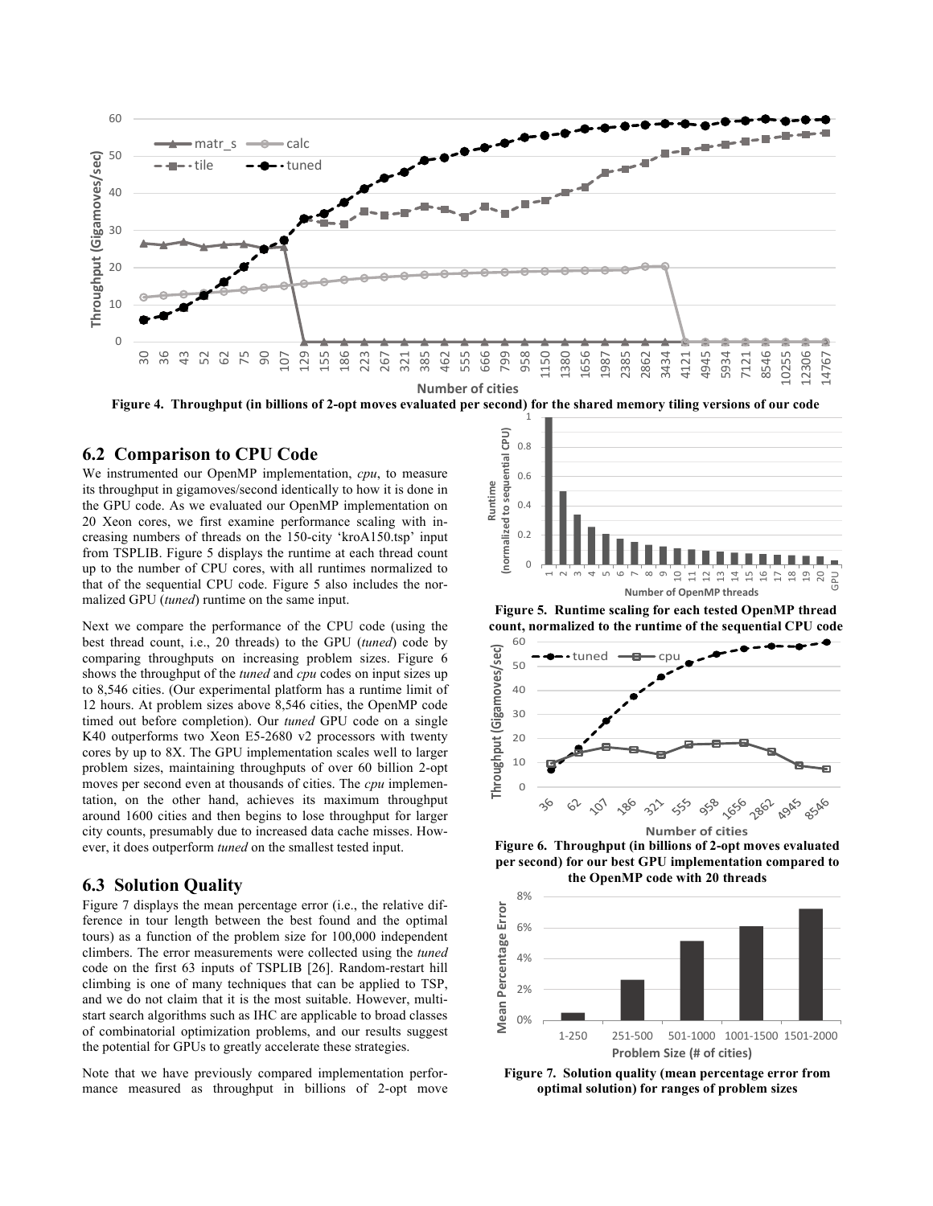60
matr_s
calc
tile
tuned
50
40
30
20
10
0
Throughput (Gigamoves/sec)
30 36 43 52 62 75 90 107 129 155 186 223 267 321 385 462 555 666 799 958 1150 1380 1656 1987 2385 2862 3434 4121 4945 5934 7121 8546 10255 12306 14767
Number of cities

**Figure 4. Throughput (in billions of 2-opt moves evaluated per second) for the shared memory tiling versions of our code**

## 6.2 Comparison to CPU Code

We instrumented our OpenMP implementation, *cpu*, to measure its throughput in gigamoves/second identically to how it is done in the GPU code. As we evaluated our OpenMP implementation on 20 Xeon cores, we first examine performance scaling with increasing numbers of threads on the 150-city 'kroA150.tsp' input from TSPLIB. Figure 5 displays the runtime at each thread count up to the number of CPU cores, with all runtimes normalized to that of the sequential CPU code. Figure 5 also includes the normalized GPU (*tuned*) runtime on the same input.

Next we compare the performance of the CPU code (using the best thread count, i.e., 20 threads) to the GPU (*tuned*) code by comparing throughputs on increasing problem sizes. Figure 6 shows the throughput of the *tuned* and *cpu* codes on input sizes up to 8,546 cities. (Our experimental platform has a runtime limit of 12 hours. At problem sizes above 8,546 cities, the OpenMP code timed out before completion). Our *tuned* GPU code on a single K40 outperforms two Xeon E5-2680 v2 processors with twenty cores by up to 8X. The GPU implementation scales well to larger problem sizes, maintaining throughputs of over 60 billion 2-opt moves per second even at thousands of cities. The *cpu* implementation, on the other hand, achieves its maximum throughput around 1600 cities and then begins to lose throughput for larger city counts, presumably due to increased data cache misses. However, it does outperform *tuned* on the smallest tested input.

## 6.3 Solution Quality

Figure 7 displays the mean percentage error (i.e., the relative difference in tour length between the best found and the optimal tours) as a function of the problem size for 100,000 independent climbers. The error measurements were collected using the *tuned* code on the first 63 inputs of TSPLIB [26]. Random-restart hill climbing is one of many techniques that can be applied to TSP, and we do not claim that it is the most suitable. However, multistart search algorithms such as IHC are applicable to broad classes of combinatorial optimization problems, and our results suggest the potential for GPUs to greatly accelerate these strategies.

Note that we have previously compared implementation performance measured as throughput in billions of 2-opt move

1
0.8
0.6
0.4
0.2
0
Runtime (normalized to sequential CPU)
1 2 3 4 5 6 7 8 9 10 11 12 13 14 15 16 17 18 19 20 GPU
Number of OpenMP threads

**Figure 5. Runtime scaling for each tested OpenMP thread count, normalized to the runtime of the sequential CPU code**

60
tuned
cpu
50
40
30
20
10
0
Throughput (Gigamoves/sec)
36 62 107 186 321 555 958 1656 2862 4945 8546
Number of cities

**Figure 6. Throughput (in billions of 2-opt moves evaluated per second) for our best GPU implementation compared to the OpenMP code with 20 threads**

8%
6%
4%
2%
0%
Mean Percentage Error
1-250 251-500 501-1000 1001-1500 1501-2000
Problem Size (# of cities)

**Figure 7. Solution quality (mean percentage error from optimal solution) for ranges of problem sizes**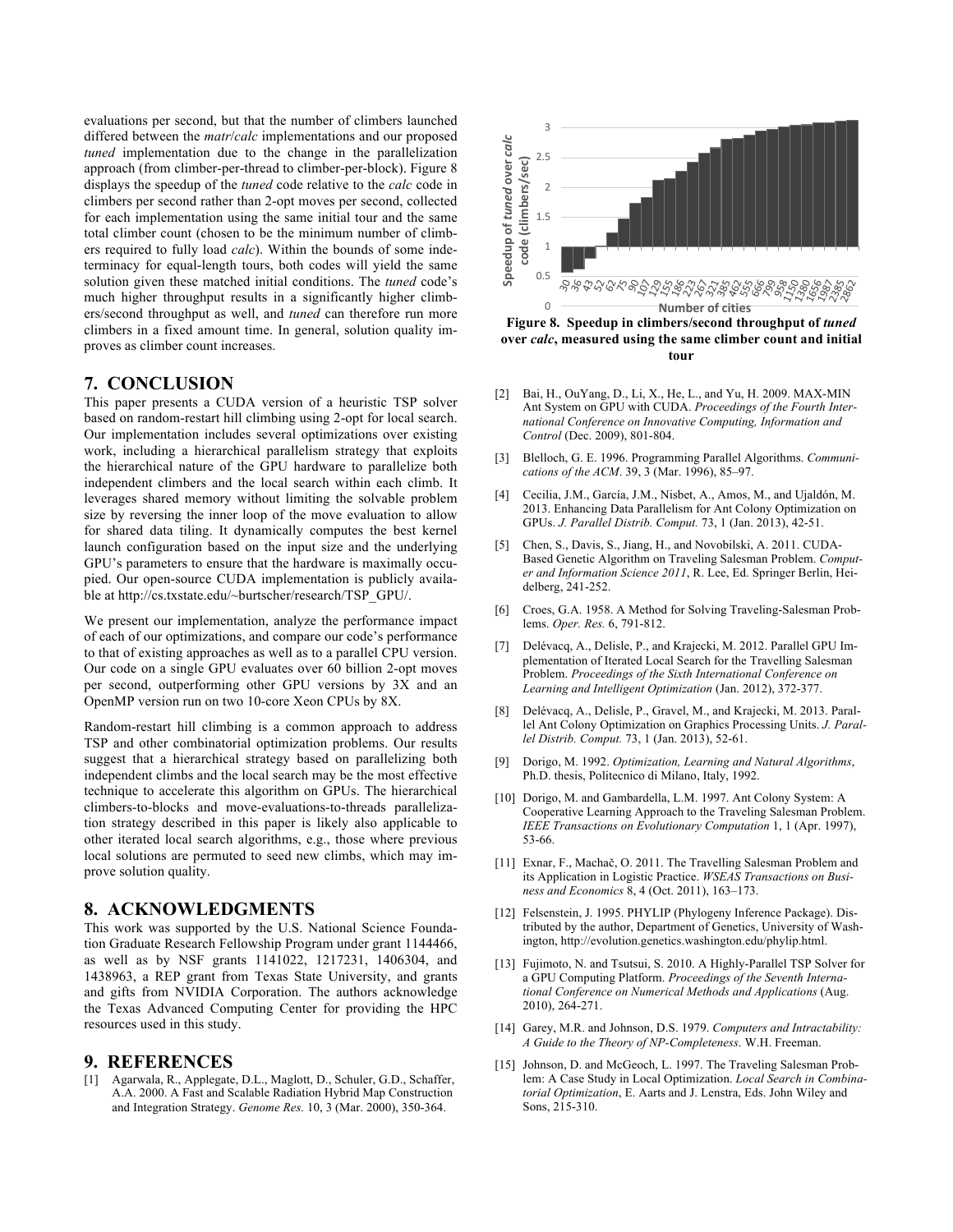evaluations per second, but that the number of climbers launched differed between the *matr*/*calc* implementations and our proposed *tuned* implementation due to the change in the parallelization approach (from climber-per-thread to climber-per-block). Figure 8 displays the speedup of the *tuned* code relative to the *calc* code in climbers per second rather than 2-opt moves per second, collected for each implementation using the same initial tour and the same total climber count (chosen to be the minimum number of climbers required to fully load *calc*). Within the bounds of some indeterminacy for equal-length tours, both codes will yield the same solution given these matched initial conditions. The *tuned* code's much higher throughput results in a significantly higher climbers/second throughput as well, and *tuned* can therefore run more climbers in a fixed amount time. In general, solution quality improves as climber count increases.

Speedup of *tuned* over *calc* code (climbers/sec)

0
0.5
1
1.5
2
2.5
3

Number of cities

30 36 43 52 62 75 90 107 129 155 186 223 267 321 385 462 555 666 799 958 1150 1380 1656 1987 2385 2862

**Figure 8. Speedup in climbers/second throughput of *tuned* over *calc*, measured using the same climber count and initial tour**

## 7. CONCLUSION

This paper presents a CUDA version of a heuristic TSP solver based on random-restart hill climbing using 2-opt for local search. Our implementation includes several optimizations over existing work, including a hierarchical parallelism strategy that exploits the hierarchical nature of the GPU hardware to parallelize both independent climbers and the local search within each climb. It leverages shared memory without limiting the solvable problem size by reversing the inner loop of the move evaluation to allow for shared data tiling. It dynamically computes the best kernel launch configuration based on the input size and the underlying GPU's parameters to ensure that the hardware is maximally occupied. Our open-source CUDA implementation is publicly available at http://cs.txstate.edu/~burtscher/research/TSP_GPU/.

We present our implementation, analyze the performance impact of each of our optimizations, and compare our code's performance to that of existing approaches as well as to a parallel CPU version. Our code on a single GPU evaluates over 60 billion 2-opt moves per second, outperforming other GPU versions by 3X and an OpenMP version run on two 10-core Xeon CPUs by 8X.

Random-restart hill climbing is a common approach to address TSP and other combinatorial optimization problems. Our results suggest that a hierarchical strategy based on parallelizing both independent climbs and the local search may be the most effective technique to accelerate this algorithm on GPUs. The hierarchical climbers-to-blocks and move-evaluations-to-threads parallelization strategy described in this paper is likely also applicable to other iterated local search algorithms, e.g., those where previous local solutions are permuted to seed new climbs, which may improve solution quality.

## 8. ACKNOWLEDGMENTS

This work was supported by the U.S. National Science Foundation Graduate Research Fellowship Program under grant 1144466, as well as by NSF grants 1141022, 1217231, 1406304, and 1438963, a REP grant from Texas State University, and grants and gifts from NVIDIA Corporation. The authors acknowledge the Texas Advanced Computing Center for providing the HPC resources used in this study.

## 9. REFERENCES

[1] Agarwala, R., Applegate, D.L., Maglott, D., Schuler, G.D., Schaffer, A.A. 2000. A Fast and Scalable Radiation Hybrid Map Construction and Integration Strategy. *Genome Res.* 10, 3 (Mar. 2000), 350-364.

[2] Bai, H., OuYang, D., Li, X., He, L., and Yu, H. 2009. MAX-MIN Ant System on GPU with CUDA. *Proceedings of the Fourth International Conference on Innovative Computing, Information and Control* (Dec. 2009), 801-804.

[3] Blelloch, G. E. 1996. Programming Parallel Algorithms. *Communications of the ACM*. 39, 3 (Mar. 1996), 85–97.

[4] Cecilia, J.M., García, J.M., Nisbet, A., Amos, M., and Ujaldón, M. 2013. Enhancing Data Parallelism for Ant Colony Optimization on GPUs. *J. Parallel Distrib. Comput.* 73, 1 (Jan. 2013), 42-51.

[5] Chen, S., Davis, S., Jiang, H., and Novobilski, A. 2011. CUDA-Based Genetic Algorithm on Traveling Salesman Problem. *Computer and Information Science 2011*, R. Lee, Ed. Springer Berlin, Heidelberg, 241-252.

[6] Croes, G.A. 1958. A Method for Solving Traveling-Salesman Problems. *Oper. Res.* 6, 791-812.

[7] Delévacq, A., Delisle, P., and Krajecki, M. 2012. Parallel GPU Implementation of Iterated Local Search for the Travelling Salesman Problem. *Proceedings of the Sixth International Conference on Learning and Intelligent Optimization* (Jan. 2012), 372-377.

[8] Delévacq, A., Delisle, P., Gravel, M., and Krajecki, M. 2013. Parallel Ant Colony Optimization on Graphics Processing Units. *J. Parallel Distrib. Comput.* 73, 1 (Jan. 2013), 52-61.

[9] Dorigo, M. 1992. *Optimization, Learning and Natural Algorithms*, Ph.D. thesis, Politecnico di Milano, Italy, 1992.

[10] Dorigo, M. and Gambardella, L.M. 1997. Ant Colony System: A Cooperative Learning Approach to the Traveling Salesman Problem. *IEEE Transactions on Evolutionary Computation* 1, 1 (Apr. 1997), 53-66.

[11] Exnar, F., Machač, O. 2011. The Travelling Salesman Problem and its Application in Logistic Practice. *WSEAS Transactions on Business and Economics* 8, 4 (Oct. 2011), 163–173.

[12] Felsenstein, J. 1995. PHYLIP (Phylogeny Inference Package). Distributed by the author, Department of Genetics, University of Washington, http://evolution.genetics.washington.edu/phylip.html.

[13] Fujimoto, N. and Tsutsui, S. 2010. A Highly-Parallel TSP Solver for a GPU Computing Platform. *Proceedings of the Seventh International Conference on Numerical Methods and Applications* (Aug. 2010), 264-271.

[14] Garey, M.R. and Johnson, D.S. 1979. *Computers and Intractability: A Guide to the Theory of NP-Completeness*. W.H. Freeman.

[15] Johnson, D. and McGeoch, L. 1997. The Traveling Salesman Problem: A Case Study in Local Optimization. *Local Search in Combinatorial Optimization*, E. Aarts and J. Lenstra, Eds. John Wiley and Sons, 215-310.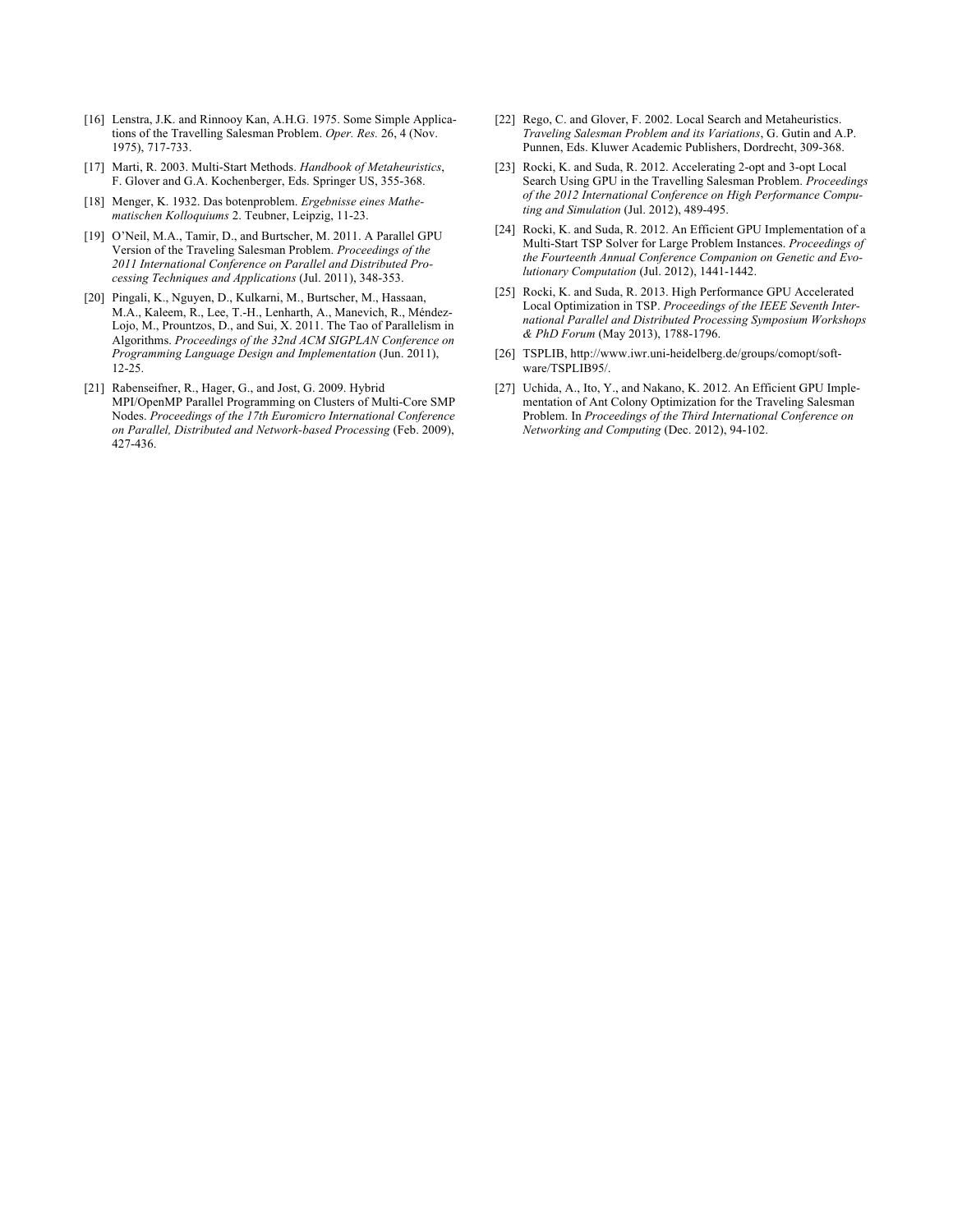[16] Lenstra, J.K. and Rinnooy Kan, A.H.G. 1975. Some Simple Applications of the Travelling Salesman Problem. *Oper. Res.* 26, 4 (Nov. 1975), 717-733.

[17] Marti, R. 2003. Multi-Start Methods. *Handbook of Metaheuristics*, F. Glover and G.A. Kochenberger, Eds. Springer US, 355-368.

[18] Menger, K. 1932. Das botenproblem. *Ergebnisse eines Mathematischen Kolloquiums* 2. Teubner, Leipzig, 11-23.

[19] O'Neil, M.A., Tamir, D., and Burtscher, M. 2011. A Parallel GPU Version of the Traveling Salesman Problem. *Proceedings of the 2011 International Conference on Parallel and Distributed Processing Techniques and Applications* (Jul. 2011), 348-353.

[20] Pingali, K., Nguyen, D., Kulkarni, M., Burtscher, M., Hassaan, M.A., Kaleem, R., Lee, T.-H., Lenharth, A., Manevich, R., Méndez-Lojo, M., Prountzos, D., and Sui, X. 2011. The Tao of Parallelism in Algorithms. *Proceedings of the 32nd ACM SIGPLAN Conference on Programming Language Design and Implementation* (Jun. 2011), 12-25.

[21] Rabenseifner, R., Hager, G., and Jost, G. 2009. Hybrid MPI/OpenMP Parallel Programming on Clusters of Multi-Core SMP Nodes. *Proceedings of the 17th Euromicro International Conference on Parallel, Distributed and Network-based Processing* (Feb. 2009), 427-436.

[22] Rego, C. and Glover, F. 2002. Local Search and Metaheuristics. *Traveling Salesman Problem and its Variations*, G. Gutin and A.P. Punnen, Eds. Kluwer Academic Publishers, Dordrecht, 309-368.

[23] Rocki, K. and Suda, R. 2012. Accelerating 2-opt and 3-opt Local Search Using GPU in the Travelling Salesman Problem. *Proceedings of the 2012 International Conference on High Performance Computing and Simulation* (Jul. 2012), 489-495.

[24] Rocki, K. and Suda, R. 2012. An Efficient GPU Implementation of a Multi-Start TSP Solver for Large Problem Instances. *Proceedings of the Fourteenth Annual Conference Companion on Genetic and Evolutionary Computation* (Jul. 2012), 1441-1442.

[25] Rocki, K. and Suda, R. 2013. High Performance GPU Accelerated Local Optimization in TSP. *Proceedings of the IEEE Seventh International Parallel and Distributed Processing Symposium Workshops & PhD Forum* (May 2013), 1788-1796.

[26] TSPLIB, http://www.iwr.uni-heidelberg.de/groups/comopt/software/TSPLIB95/.

[27] Uchida, A., Ito, Y., and Nakano, K. 2012. An Efficient GPU Implementation of Ant Colony Optimization for the Traveling Salesman Problem. In *Proceedings of the Third International Conference on Networking and Computing* (Dec. 2012), 94-102.